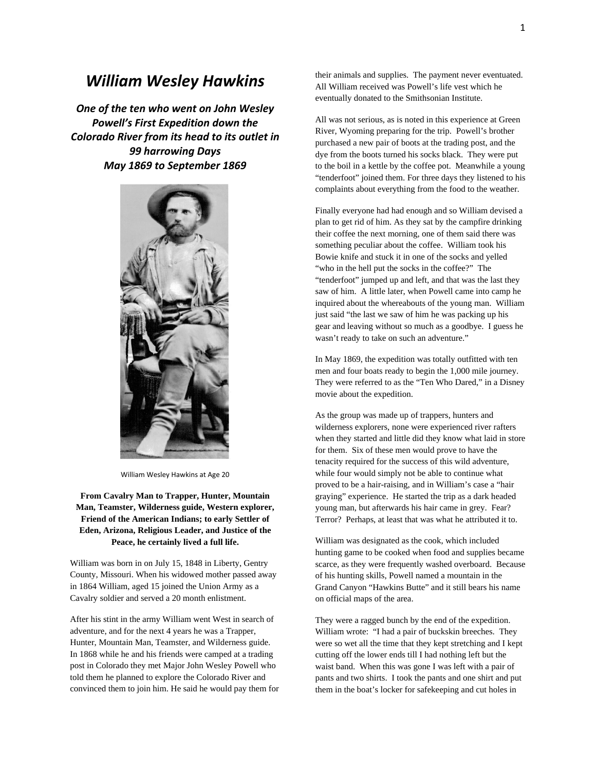# *William Wesley Hawkins*

***One of the ten who went on John Wesley Powell's First Expedition down the Colorado River from its head to its outlet in 99 harrowing Days***
***May 1869 to September 1869***

William Wesley Hawkins at Age 20

**From Cavalry Man to Trapper, Hunter, Mountain Man, Teamster, Wilderness guide, Western explorer, Friend of the American Indians; to early Settler of Eden, Arizona, Religious Leader, and Justice of the Peace, he certainly lived a full life.**

William was born in on July 15, 1848 in Liberty, Gentry County, Missouri. When his widowed mother passed away in 1864 William, aged 15 joined the Union Army as a Cavalry soldier and served a 20 month enlistment.

After his stint in the army William went West in search of adventure, and for the next 4 years he was a Trapper, Hunter, Mountain Man, Teamster, and Wilderness guide. In 1868 while he and his friends were camped at a trading post in Colorado they met Major John Wesley Powell who told them he planned to explore the Colorado River and convinced them to join him. He said he would pay them for their animals and supplies. The payment never eventuated. All William received was Powell's life vest which he eventually donated to the Smithsonian Institute.

All was not serious, as is noted in this experience at Green River, Wyoming preparing for the trip. Powell's brother purchased a new pair of boots at the trading post, and the dye from the boots turned his socks black. They were put to the boil in a kettle by the coffee pot. Meanwhile a young "tenderfoot" joined them. For three days they listened to his complaints about everything from the food to the weather.

Finally everyone had had enough and so William devised a plan to get rid of him. As they sat by the campfire drinking their coffee the next morning, one of them said there was something peculiar about the coffee. William took his Bowie knife and stuck it in one of the socks and yelled "who in the hell put the socks in the coffee?" The "tenderfoot" jumped up and left, and that was the last they saw of him. A little later, when Powell came into camp he inquired about the whereabouts of the young man. William just said "the last we saw of him he was packing up his gear and leaving without so much as a goodbye. I guess he wasn't ready to take on such an adventure."

In May 1869, the expedition was totally outfitted with ten men and four boats ready to begin the 1,000 mile journey. They were referred to as the "Ten Who Dared," in a Disney movie about the expedition.

As the group was made up of trappers, hunters and wilderness explorers, none were experienced river rafters when they started and little did they know what laid in store for them. Six of these men would prove to have the tenacity required for the success of this wild adventure, while four would simply not be able to continue what proved to be a hair-raising, and in William's case a "hair graying" experience. He started the trip as a dark headed young man, but afterwards his hair came in grey. Fear? Terror? Perhaps, at least that was what he attributed it to.

William was designated as the cook, which included hunting game to be cooked when food and supplies became scarce, as they were frequently washed overboard. Because of his hunting skills, Powell named a mountain in the Grand Canyon "Hawkins Butte" and it still bears his name on official maps of the area.

They were a ragged bunch by the end of the expedition. William wrote: "I had a pair of buckskin breeches. They were so wet all the time that they kept stretching and I kept cutting off the lower ends till I had nothing left but the waist band. When this was gone I was left with a pair of pants and two shirts. I took the pants and one shirt and put them in the boat's locker for safekeeping and cut holes in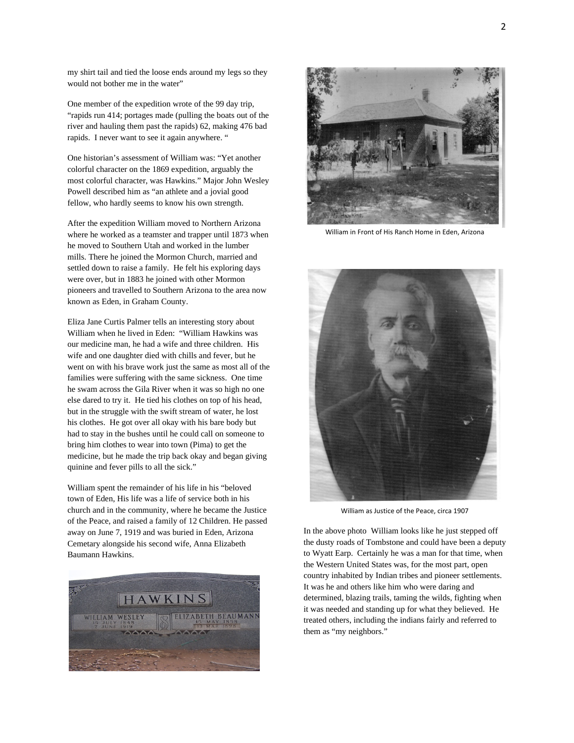my shirt tail and tied the loose ends around my legs so they would not bother me in the water"

One member of the expedition wrote of the 99 day trip, "rapids run 414; portages made (pulling the boats out of the river and hauling them past the rapids) 62, making 476 bad rapids. I never want to see it again anywhere. "

One historian's assessment of William was: "Yet another colorful character on the 1869 expedition, arguably the most colorful character, was Hawkins." Major John Wesley Powell described him as "an athlete and a jovial good fellow, who hardly seems to know his own strength.

After the expedition William moved to Northern Arizona where he worked as a teamster and trapper until 1873 when he moved to Southern Utah and worked in the lumber mills. There he joined the Mormon Church, married and settled down to raise a family. He felt his exploring days were over, but in 1883 he joined with other Mormon pioneers and travelled to Southern Arizona to the area now known as Eden, in Graham County.

Eliza Jane Curtis Palmer tells an interesting story about William when he lived in Eden: "William Hawkins was our medicine man, he had a wife and three children. His wife and one daughter died with chills and fever, but he went on with his brave work just the same as most all of the families were suffering with the same sickness. One time he swam across the Gila River when it was so high no one else dared to try it. He tied his clothes on top of his head, but in the struggle with the swift stream of water, he lost his clothes. He got over all okay with his bare body but had to stay in the bushes until he could call on someone to bring him clothes to wear into town (Pima) to get the medicine, but he made the trip back okay and began giving quinine and fever pills to all the sick."

William spent the remainder of his life in his "beloved town of Eden, His life was a life of service both in his church and in the community, where he became the Justice of the Peace, and raised a family of 12 Children. He passed away on June 7, 1919 and was buried in Eden, Arizona Cemetary alongside his second wife, Anna Elizabeth Baumann Hawkins.

William in Front of His Ranch Home in Eden, Arizona

William as Justice of the Peace, circa 1907

In the above photo William looks like he just stepped off the dusty roads of Tombstone and could have been a deputy to Wyatt Earp. Certainly he was a man for that time, when the Western United States was, for the most part, open country inhabited by Indian tribes and pioneer settlements. It was he and others like him who were daring and determined, blazing trails, taming the wilds, fighting when it was needed and standing up for what they believed. He treated others, including the indians fairly and referred to them as "my neighbors."